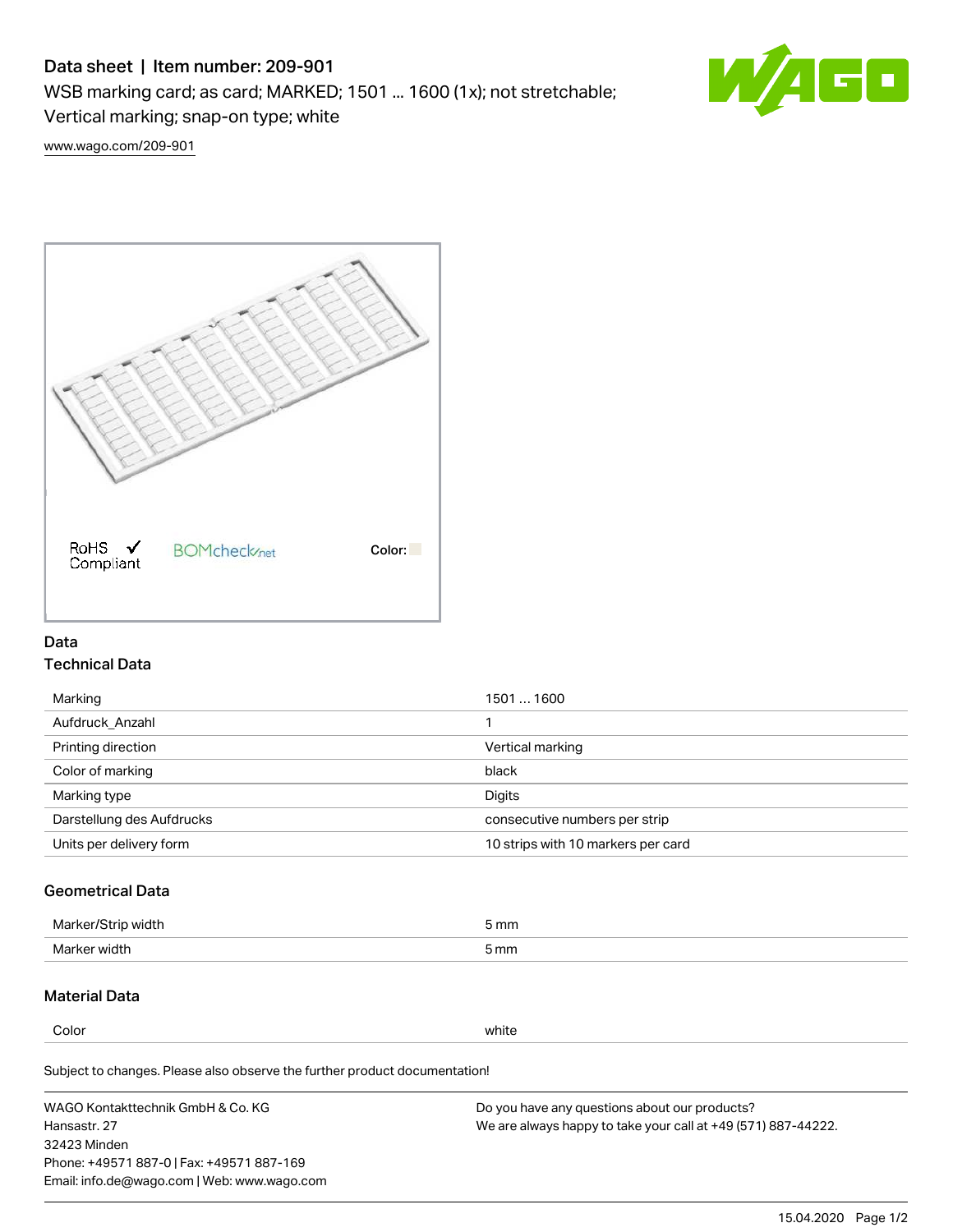# Data sheet | Item number: 209-901

WSB marking card; as card; MARKED; 1501 ... 1600 (1x); not stretchable; Vertical marking; snap-on type; white

www.wago.com/209-901

RoHS Compliant ✓ BOMcheck.net Color:

## Data

### Technical Data

| | |
|---|---|
| Marking | 1501 ... 1600 |
| Aufdruck_Anzahl | 1 |
| Printing direction | Vertical marking |
| Color of marking | black |
| Marking type | Digits |
| Darstellung des Aufdrucks | consecutive numbers per strip |
| Units per delivery form | 10 strips with 10 markers per card |

### Geometrical Data

| | |
|---|---|
| Marker/Strip width | 5 mm |
| Marker width | 5 mm |

### Material Data

| | |
|---|---|
| Color | white |

Subject to changes. Please also observe the further product documentation!

WAGO Kontakttechnik GmbH & Co. KG
Hansastr. 27
32423 Minden
Phone: +49571 887-0 | Fax: +49571 887-169
Email: info.de@wago.com | Web: www.wago.com

Do you have any questions about our products?
We are always happy to take your call at +49 (571) 887-44222.

15.04.2020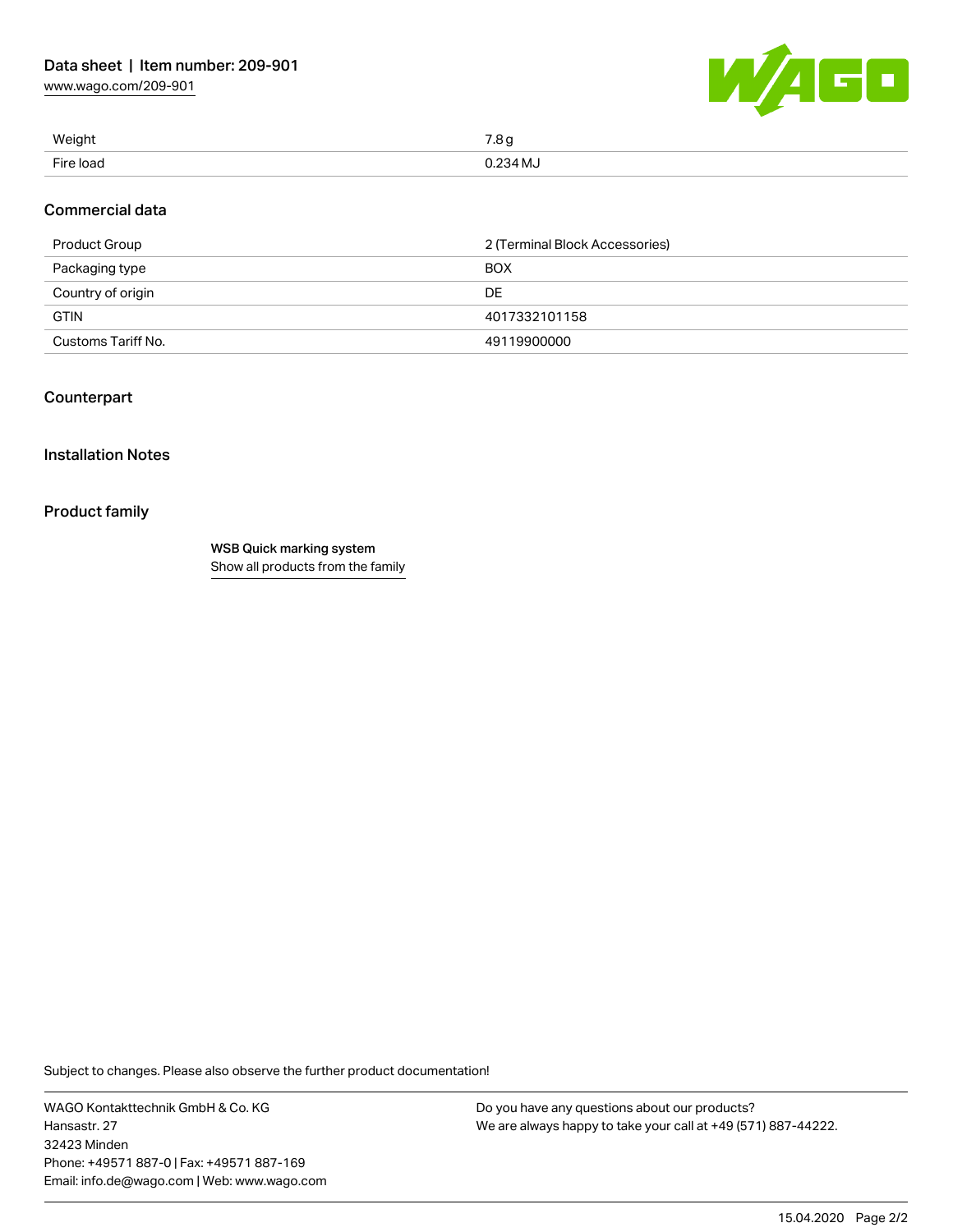| | |
|---|---|
| Weight | 7.8 g |
| Fire load | 0.234 MJ |

## Commercial data

| | |
|---|---|
| Product Group | 2 (Terminal Block Accessories) |
| Packaging type | BOX |
| Country of origin | DE |
| GTIN | 4017332101158 |
| Customs Tariff No. | 49119900000 |

## Counterpart

## Installation Notes

## Product family

**WSB Quick marking system**
Show all products from the family

Subject to changes. Please also observe the further product documentation!

WAGO Kontakttechnik GmbH & Co. KG
Hansastr. 27
32423 Minden
Phone: +49571 887-0 | Fax: +49571 887-169
Email: info.de@wago.com | Web: www.wago.com

Do you have any questions about our products?
We are always happy to take your call at +49 (571) 887-44222.